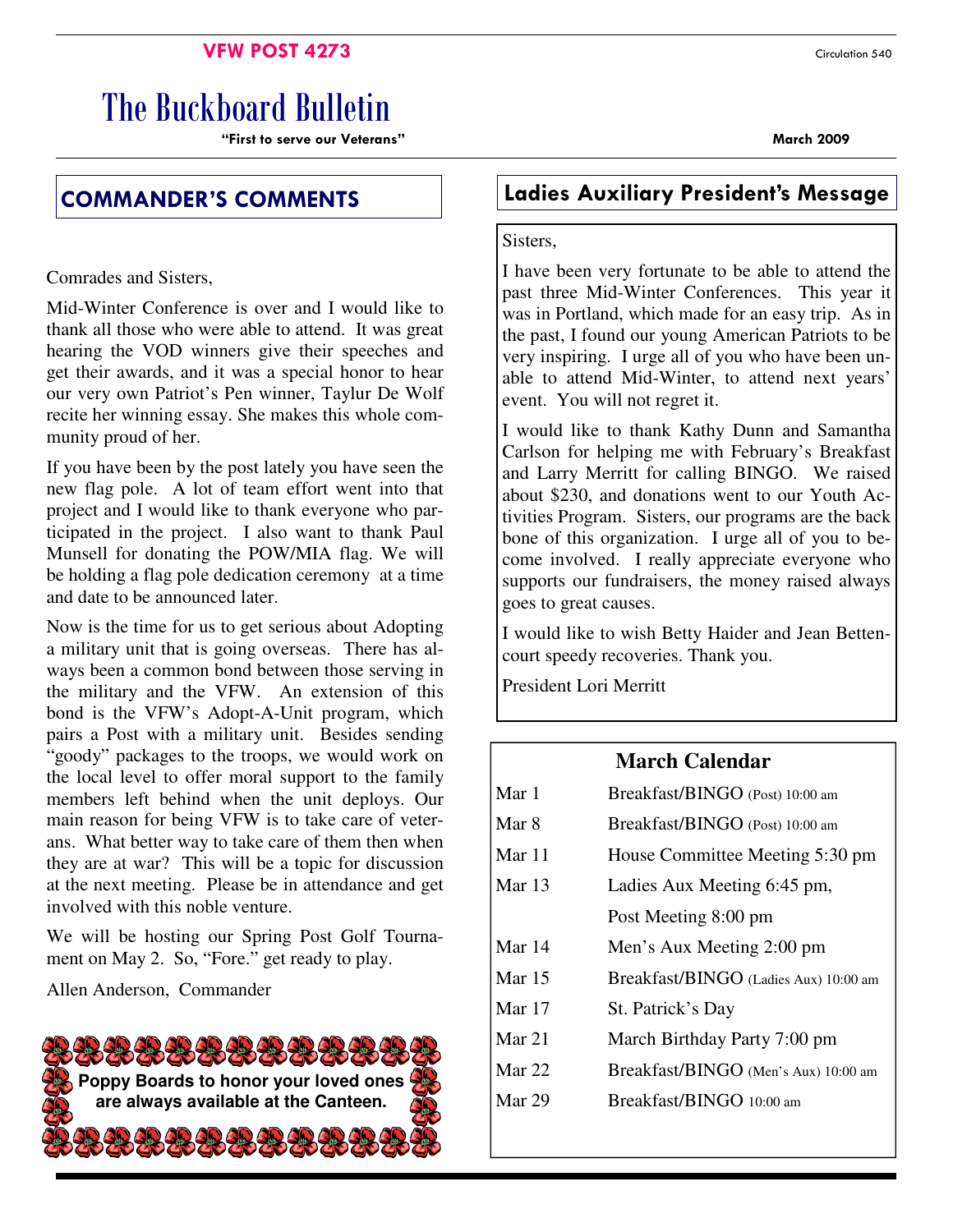VFW POST 4273

Circulation 540

# The Buckboard Bulletin

**"First to serve our Veterans"**

**March 2009**

## COMMANDER'S COMMENTS

Comrades and Sisters,

Mid-Winter Conference is over and I would like to thank all those who were able to attend. It was great hearing the VOD winners give their speeches and get their awards, and it was a special honor to hear our very own Patriot's Pen winner, Taylur De Wolf recite her winning essay. She makes this whole community proud of her.

If you have been by the post lately you have seen the new flag pole. A lot of team effort went into that project and I would like to thank everyone who participated in the project. I also want to thank Paul Munsell for donating the POW/MIA flag. We will be holding a flag pole dedication ceremony at a time and date to be announced later.

Now is the time for us to get serious about Adopting a military unit that is going overseas. There has always been a common bond between those serving in the military and the VFW. An extension of this bond is the VFW's Adopt-A-Unit program, which pairs a Post with a military unit. Besides sending "goody" packages to the troops, we would work on the local level to offer moral support to the family members left behind when the unit deploys. Our main reason for being VFW is to take care of veterans. What better way to take care of them then when they are at war? This will be a topic for discussion at the next meeting. Please be in attendance and get involved with this noble venture.

We will be hosting our Spring Post Golf Tournament on May 2. So, "Fore." get ready to play.

Allen Anderson, Commander

**Poppy Boards to honor your loved ones are always available at the Canteen.**

## Ladies Auxiliary President's Message

Sisters,

I have been very fortunate to be able to attend the past three Mid-Winter Conferences. This year it was in Portland, which made for an easy trip. As in the past, I found our young American Patriots to be very inspiring. I urge all of you who have been unable to attend Mid-Winter, to attend next years' event. You will not regret it.

I would like to thank Kathy Dunn and Samantha Carlson for helping me with February's Breakfast and Larry Merritt for calling BINGO. We raised about $230, and donations went to our Youth Activities Program. Sisters, our programs are the back bone of this organization. I urge all of you to become involved. I really appreciate everyone who supports our fundraisers, the money raised always goes to great causes.

I would like to wish Betty Haider and Jean Bettencourt speedy recoveries. Thank you.

President Lori Merritt

### March Calendar

| Date | Event |
|---|---|
| Mar 1 | Breakfast/BINGO (Post) 10:00 am |
| Mar 8 | Breakfast/BINGO (Post) 10:00 am |
| Mar 11 | House Committee Meeting 5:30 pm |
| Mar 13 | Ladies Aux Meeting 6:45 pm, |
| | Post Meeting 8:00 pm |
| Mar 14 | Men's Aux Meeting 2:00 pm |
| Mar 15 | Breakfast/BINGO (Ladies Aux) 10:00 am |
| Mar 17 | St. Patrick's Day |
| Mar 21 | March Birthday Party 7:00 pm |
| Mar 22 | Breakfast/BINGO (Men's Aux) 10:00 am |
| Mar 29 | Breakfast/BINGO 10:00 am |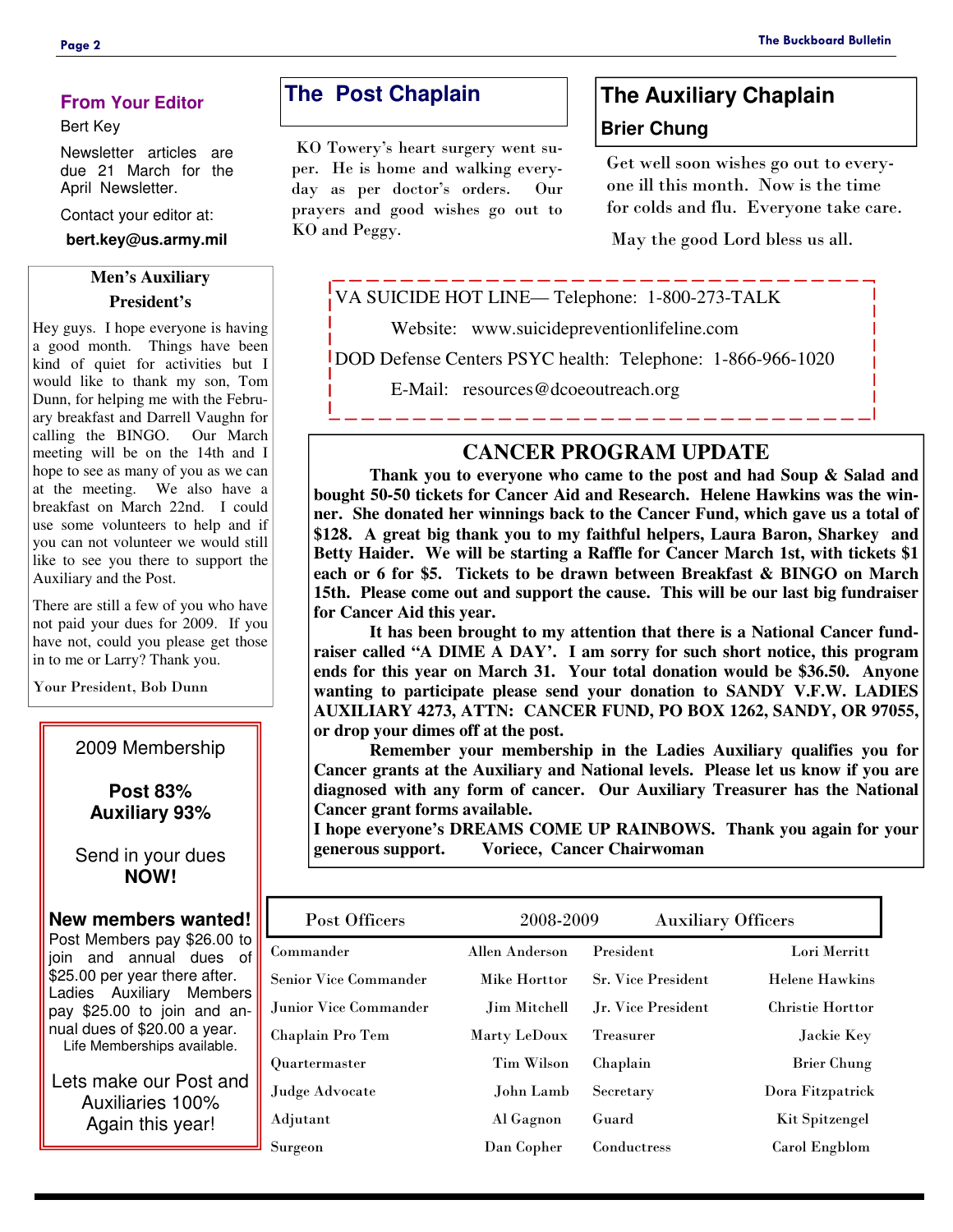## From Your Editor

Bert Key

Newsletter articles are due 21 March for the April Newsletter.

Contact your editor at:

**bert.key@us.army.mil**

### Men's Auxiliary President's

Hey guys. I hope everyone is having a good month. Things have been kind of quiet for activities but I would like to thank my son, Tom Dunn, for helping me with the February breakfast and Darrell Vaughn for calling the BINGO. Our March meeting will be on the 14th and I hope to see as many of you as we can at the meeting. We also have a breakfast on March 22nd. I could use some volunteers to help and if you can not volunteer we would still like to see you there to support the Auxiliary and the Post.

There are still a few of you who have not paid your dues for 2009. If you have not, could you please get those in to me or Larry? Thank you.

Your President, Bob Dunn

2009 Membership

**Post 83%**
**Auxiliary 93%**

Send in your dues **NOW!**

**New members wanted!**

Post Members pay $26.00 to join and annual dues of $25.00 per year there after. Ladies Auxiliary Members pay $25.00 to join and annual dues of $20.00 a year. Life Memberships available.

Lets make our Post and Auxiliaries 100% Again this year!

## The Post Chaplain

KO Towery's heart surgery went super. He is home and walking everyday as per doctor's orders. Our prayers and good wishes go out to KO and Peggy.

## The Auxiliary Chaplain

### Brier Chung

Get well soon wishes go out to everyone ill this month. Now is the time for colds and flu. Everyone take care.

May the good Lord bless us all.

VA SUICIDE HOT LINE— Telephone: 1-800-273-TALK

Website: www.suicidepreventionlifeline.com

DOD Defense Centers PSYC health: Telephone: 1-866-966-1020

E-Mail: resources@dcoeoutreach.org

## CANCER PROGRAM UPDATE

**Thank you to everyone who came to the post and had Soup & Salad and bought 50-50 tickets for Cancer Aid and Research. Helene Hawkins was the winner. She donated her winnings back to the Cancer Fund, which gave us a total of $128. A great big thank you to my faithful helpers, Laura Baron, Sharkey and Betty Haider. We will be starting a Raffle for Cancer March 1st, with tickets $1 each or 6 for $5. Tickets to be drawn between Breakfast & BINGO on March 15th. Please come out and support the cause. This will be our last big fundraiser for Cancer Aid this year.**

**It has been brought to my attention that there is a National Cancer fundraiser called "A DIME A DAY'. I am sorry for such short notice, this program ends for this year on March 31. Your total donation would be $36.50. Anyone wanting to participate please send your donation to SANDY V.F.W. LADIES AUXILIARY 4273, ATTN: CANCER FUND, PO BOX 1262, SANDY, OR 97055, or drop your dimes off at the post.**

**Remember your membership in the Ladies Auxiliary qualifies you for Cancer grants at the Auxiliary and National levels. Please let us know if you are diagnosed with any form of cancer. Our Auxiliary Treasurer has the National Cancer grant forms available.**

**I hope everyone's DREAMS COME UP RAINBOWS. Thank you again for your generous support. Voriece, Cancer Chairwoman**

| Post Officers | 2008-2009 | Auxiliary Officers | |
|---|---|---|---|
| Commander | Allen Anderson | President | Lori Merritt |
| Senior Vice Commander | Mike Horttor | Sr. Vice President | Helene Hawkins |
| Junior Vice Commander | Jim Mitchell | Jr. Vice President | Christie Horttor |
| Chaplain Pro Tem | Marty LeDoux | Treasurer | Jackie Key |
| Quartermaster | Tim Wilson | Chaplain | Brier Chung |
| Judge Advocate | John Lamb | Secretary | Dora Fitzpatrick |
| Adjutant | Al Gagnon | Guard | Kit Spitzengel |
| Surgeon | Dan Copher | Conductress | Carol Engblom |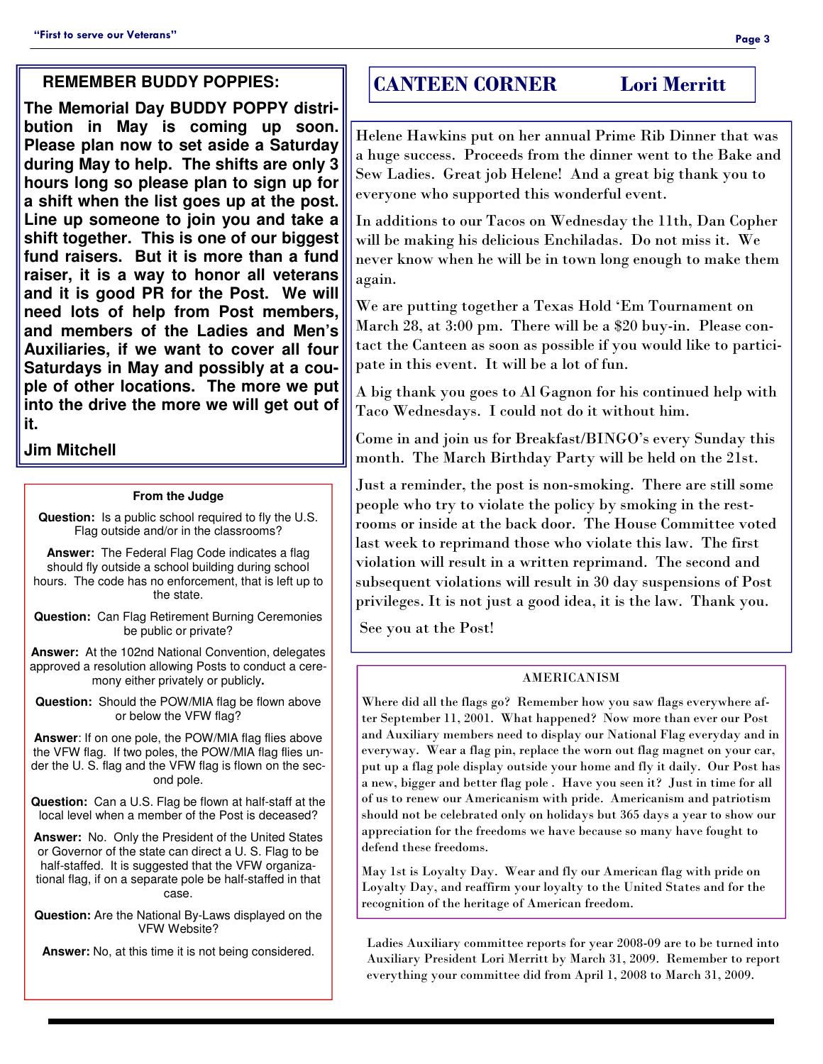## REMEMBER BUDDY POPPIES:

**The Memorial Day BUDDY POPPY distribution in May is coming up soon. Please plan now to set aside a Saturday during May to help. The shifts are only 3 hours long so please plan to sign up for a shift when the list goes up at the post. Line up someone to join you and take a shift together. This is one of our biggest fund raisers. But it is more than a fund raiser, it is a way to honor all veterans and it is good PR for the Post. We will need lots of help from Post members, and members of the Ladies and Men's Auxiliaries, if we want to cover all four Saturdays in May and possibly at a couple of other locations. The more we put into the drive the more we will get out of it.**

**Jim Mitchell**

### From the Judge

**Question:** Is a public school required to fly the U.S. Flag outside and/or in the classrooms?

**Answer:** The Federal Flag Code indicates a flag should fly outside a school building during school hours. The code has no enforcement, that is left up to the state.

**Question:** Can Flag Retirement Burning Ceremonies be public or private?

**Answer:** At the 102nd National Convention, delegates approved a resolution allowing Posts to conduct a ceremony either privately or publicly.

**Question:** Should the POW/MIA flag be flown above or below the VFW flag?

**Answer**: If on one pole, the POW/MIA flag flies above the VFW flag. If two poles, the POW/MIA flag flies under the U. S. flag and the VFW flag is flown on the second pole.

**Question:** Can a U.S. Flag be flown at half-staff at the local level when a member of the Post is deceased?

**Answer:** No. Only the President of the United States or Governor of the state can direct a U. S. Flag to be half-staffed. It is suggested that the VFW organizational flag, if on a separate pole be half-staffed in that case.

**Question:** Are the National By-Laws displayed on the VFW Website?

**Answer:** No, at this time it is not being considered.

## CANTEEN CORNER — Lori Merritt

Helene Hawkins put on her annual Prime Rib Dinner that was a huge success. Proceeds from the dinner went to the Bake and Sew Ladies. Great job Helene! And a great big thank you to everyone who supported this wonderful event.

In additions to our Tacos on Wednesday the 11th, Dan Copher will be making his delicious Enchiladas. Do not miss it. We never know when he will be in town long enough to make them again.

We are putting together a Texas Hold 'Em Tournament on March 28, at 3:00 pm. There will be a $20 buy-in. Please contact the Canteen as soon as possible if you would like to participate in this event. It will be a lot of fun.

A big thank you goes to Al Gagnon for his continued help with Taco Wednesdays. I could not do it without him.

Come in and join us for Breakfast/BINGO's every Sunday this month. The March Birthday Party will be held on the 21st.

Just a reminder, the post is non-smoking. There are still some people who try to violate the policy by smoking in the restrooms or inside at the back door. The House Committee voted last week to reprimand those who violate this law. The first violation will result in a written reprimand. The second and subsequent violations will result in 30 day suspensions of Post privileges. It is not just a good idea, it is the law. Thank you.

See you at the Post!

### AMERICANISM

Where did all the flags go? Remember how you saw flags everywhere after September 11, 2001. What happened? Now more than ever our Post and Auxiliary members need to display our National Flag everyday and in everyway. Wear a flag pin, replace the worn out flag magnet on your car, put up a flag pole display outside your home and fly it daily. Our Post has a new, bigger and better flag pole . Have you seen it? Just in time for all of us to renew our Americanism with pride. Americanism and patriotism should not be celebrated only on holidays but 365 days a year to show our appreciation for the freedoms we have because so many have fought to defend these freedoms.

May 1st is Loyalty Day. Wear and fly our American flag with pride on Loyalty Day, and reaffirm your loyalty to the United States and for the recognition of the heritage of American freedom.

Ladies Auxiliary committee reports for year 2008-09 are to be turned into Auxiliary President Lori Merritt by March 31, 2009. Remember to report everything your committee did from April 1, 2008 to March 31, 2009.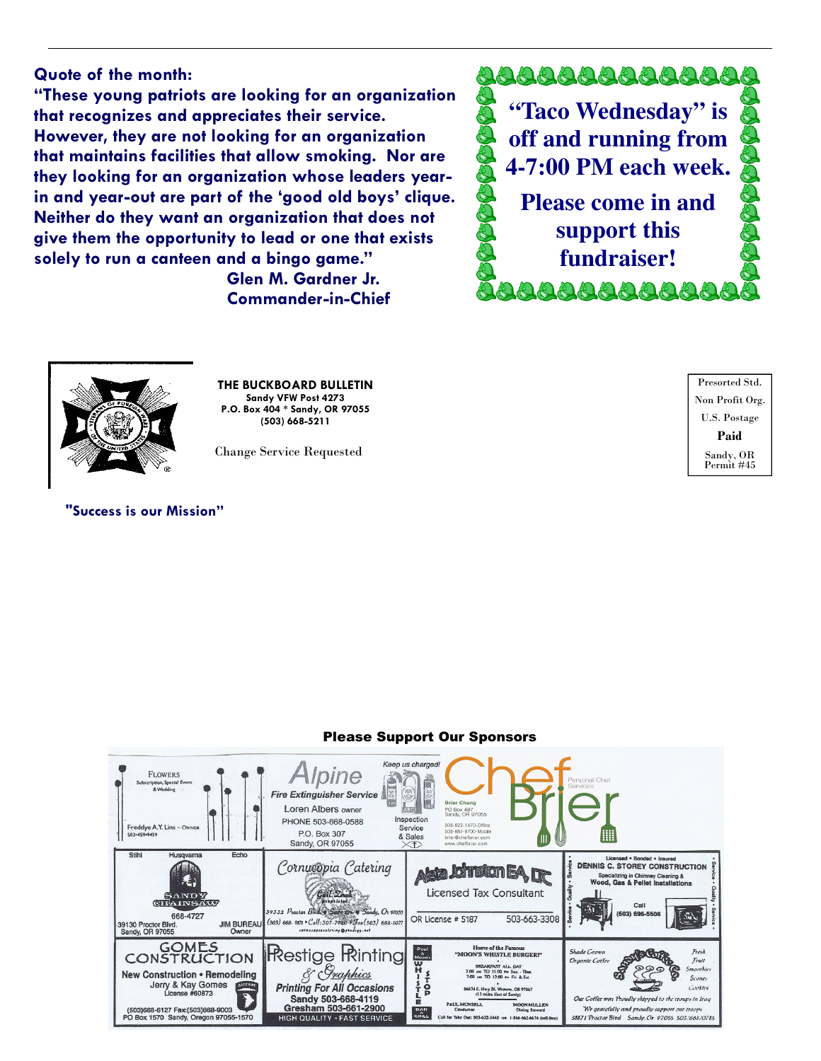**Quote of the month:**

**"These young patriots are looking for an organization that recognizes and appreciates their service. However, they are not looking for an organization that maintains facilities that allow smoking. Nor are they looking for an organization whose leaders year-in and year-out are part of the 'good old boys' clique. Neither do they want an organization that does not give them the opportunity to lead or one that exists solely to run a canteen and a bingo game."**

**Glen M. Gardner Jr.**
**Commander-in-Chief**

**"Taco Wednesday" is off and running from 4-7:00 PM each week.**

**Please come in and support this fundraiser!**

**THE BUCKBOARD BULLETIN**
**Sandy VFW Post 4273**
**P.O. Box 404 * Sandy, OR 97055**
**(503) 668-5211**

Change Service Requested

Presorted Std.
Non Profit Org.
U.S. Postage
**Paid**
Sandy, OR
Permit #45

**"Success is our Mission"**

**Please Support Our Sponsors**

FLOWERS
Subscription, Special Events & Wedding
Freddye A.Y. Lins ~ Owner
503-459-9459

Alpine
Fire Extinguisher Service
Keep us charged!
Loren Albers owner
PHONE 503-668-0588
P.O. Box 307
Sandy, OR 97055
Inspection Service & Sales

Chef Brier
Personal Chef Services
Brier Chung
PO Box 487
Sandy, OR 97055
503-622-1470-Office
503-887-9700-Mobile
brier@chefbrier.com
www.chefbrier.com

Stihl Husqvarna Echo
SANDY CHAINSAW
668-4727
39130 Proctor Blvd.
Sandy, OR 97055
JIM BUREAU
Owner

Cornucopia Catering
Gail Zoeck
proprietor
39332 Proctor Blvd. Suite A, Sandy, Or 97055
(503) 668-9171 • Cell: 307-7980 • Fax (503) 668-1077
cornucopiacatering@ptodigy.net

Aleta Johnston EA, LLC
Licensed Tax Consultant
OR License # 5187
503-663-3308

Licensed • Bonded • Insured
DENNIS C. STOREY CONSTRUCTION
Specializing in Chimney Cleaning & Wood, Gas & Pellet Installations
Call
(503) 695-5506
Service • Quality • Service

GOMES CONSTRUCTION
New Construction • Remodeling
Jerry & Kay Gomes
License #60873
(503)668-6127 Fax:(503)668-9003
PO Box 1570 Sandy, Oregon 97055-1570

Prestige Printing & Graphics
Printing For All Occasions
Sandy 503-668-4119
Gresham 503-661-2900
HIGH QUALITY • FAST SERVICE

Paul & Moon's
WHISTLE STOP
BAR & GRILL
Home of the Famous "MOON'S WHISTLE BURGER!"
BREAKFAST ALL DAY
7:00 AM TO 11:00 PM Sun. - Thur.
7:00 AM TO 12:00 PM Fri. & Sat.
66674 E. Hwy 26, Wemme, OR 97067
(13 miles East of Sandy)
PAUL MUNSELL Conductor
MOON MULLEN Dining Steward
Call for Take Out: 503-622-3440 OR 1-866-662-4674 (toll-free)

Sandy's Coffee Co.
Shade Grown Organic Coffee
Fresh Fruit Smoothies Scones Cookies
Our Coffee was Proudly shipped to the troops in Iraq
We gratefully and proudly support our troops
38871 Proctor Blvd Sandy, Or 97055 503/668/0785